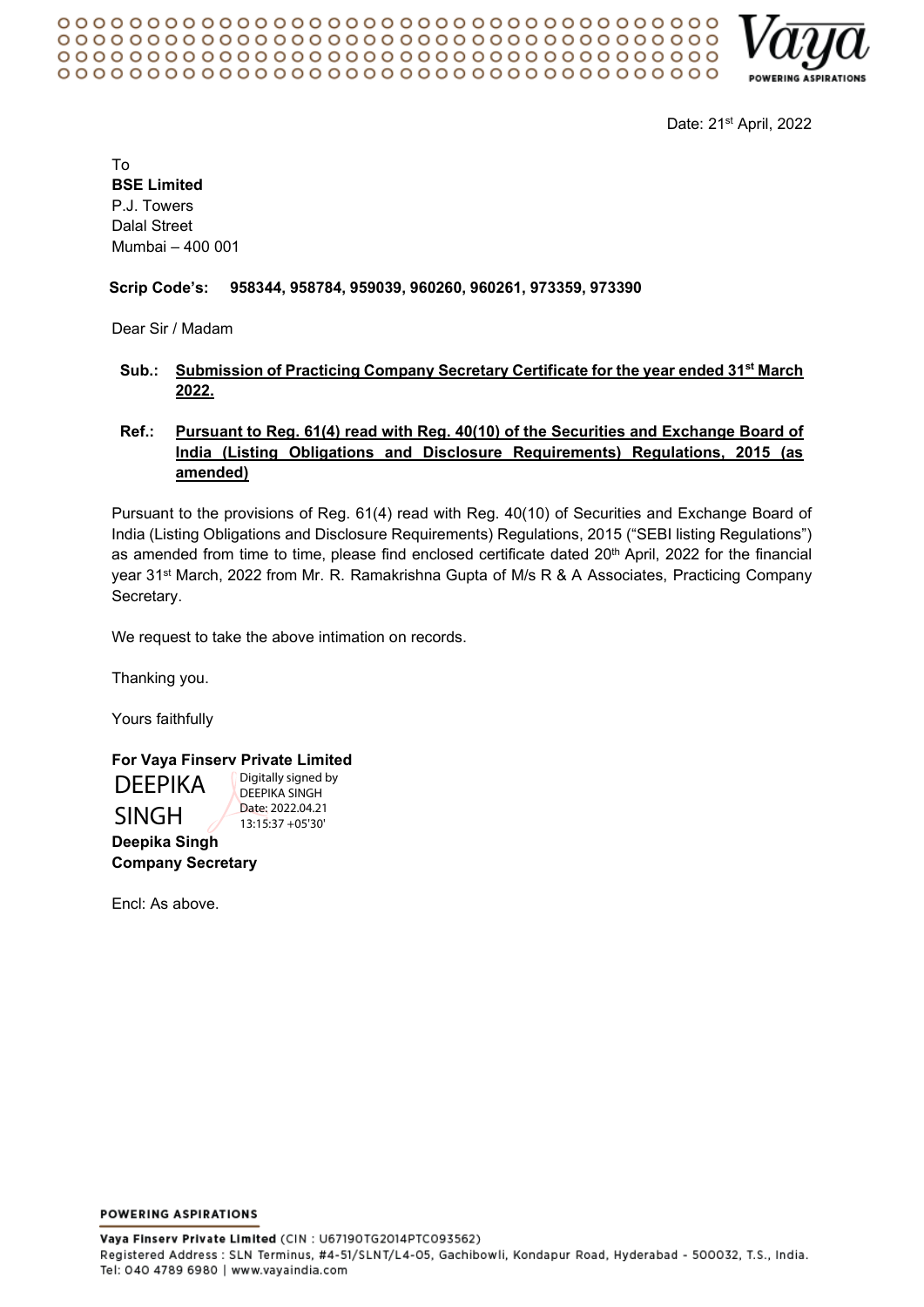Date: 21st April, 2022

To
**BSE Limited**
P.J. Towers
Dalal Street
Mumbai – 400 001

**Scrip Code's: 958344, 958784, 959039, 960260, 960261, 973359, 973390**

Dear Sir / Madam

**Sub.: Submission of Practicing Company Secretary Certificate for the year ended 31st March 2022.**

**Ref.: Pursuant to Reg. 61(4) read with Reg. 40(10) of the Securities and Exchange Board of India (Listing Obligations and Disclosure Requirements) Regulations, 2015 (as amended)**

Pursuant to the provisions of Reg. 61(4) read with Reg. 40(10) of Securities and Exchange Board of India (Listing Obligations and Disclosure Requirements) Regulations, 2015 ("SEBI listing Regulations") as amended from time to time, please find enclosed certificate dated 20th April, 2022 for the financial year 31st March, 2022 from Mr. R. Ramakrishna Gupta of M/s R & A Associates, Practicing Company Secretary.

We request to take the above intimation on records.

Thanking you.

Yours faithfully

**For Vaya Finserv Private Limited**

DEEPIKA SINGH
Digitally signed by DEEPIKA SINGH
Date: 2022.04.21 13:15:37 +05'30'

**Deepika Singh**
**Company Secretary**

Encl: As above.

POWERING ASPIRATIONS

**Vaya Finserv Private Limited** (CIN : U67190TG2014PTC093562)
Registered Address : SLN Terminus, #4-51/SLNT/L4-05, Gachibowli, Kondapur Road, Hyderabad - 500032, T.S., India.
Tel: 040 4789 6980 | www.vayaindia.com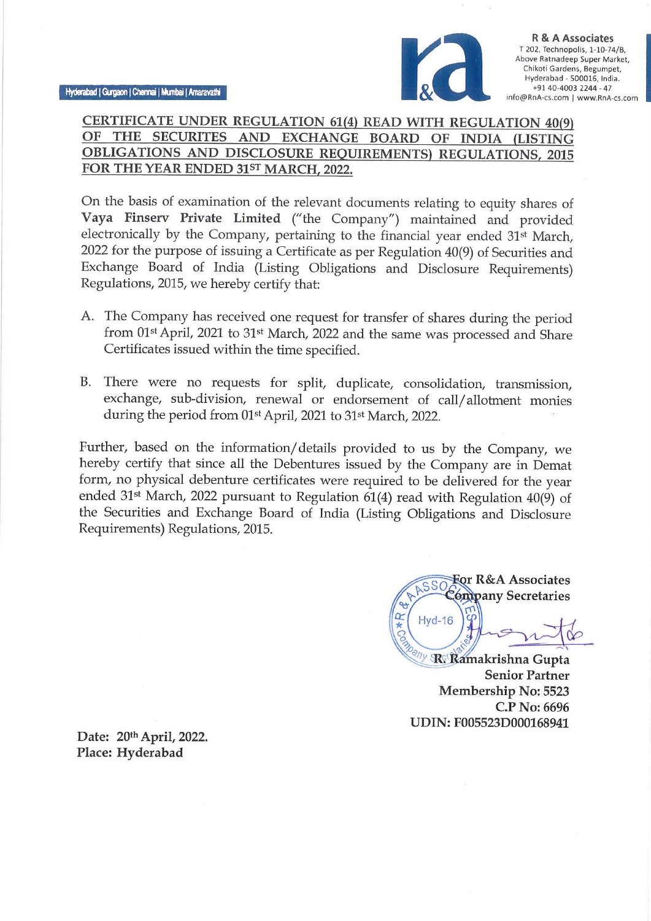R & A Associates
T 202, Technopolis, 1-10-74/B,
Above Ratnadeep Super Market,
Chikoti Gardens, Begumpet,
Hyderabad - 500016, India.
+91 40-4003 2244 - 47
info@RnA-cs.com | www.RnA-cs.com

Hyderabad | Gurgaon | Chennai | Mumbai | Amaravathi

## CERTIFICATE UNDER REGULATION 61(4) READ WITH REGULATION 40(9) OF THE SECURITES AND EXCHANGE BOARD OF INDIA (LISTING OBLIGATIONS AND DISCLOSURE REQUIREMENTS) REGULATIONS, 2015 FOR THE YEAR ENDED 31ST MARCH, 2022.

On the basis of examination of the relevant documents relating to equity shares of **Vaya Finserv Private Limited** ("the Company") maintained and provided electronically by the Company, pertaining to the financial year ended 31st March, 2022 for the purpose of issuing a Certificate as per Regulation 40(9) of Securities and Exchange Board of India (Listing Obligations and Disclosure Requirements) Regulations, 2015, we hereby certify that:

A. The Company has received one request for transfer of shares during the period from 01st April, 2021 to 31st March, 2022 and the same was processed and Share Certificates issued within the time specified.

B. There were no requests for split, duplicate, consolidation, transmission, exchange, sub-division, renewal or endorsement of call/allotment monies during the period from 01st April, 2021 to 31st March, 2022.

Further, based on the information/details provided to us by the Company, we hereby certify that since all the Debentures issued by the Company are in Demat form, no physical debenture certificates were required to be delivered for the year ended 31st March, 2022 pursuant to Regulation 61(4) read with Regulation 40(9) of the Securities and Exchange Board of India (Listing Obligations and Disclosure Requirements) Regulations, 2015.

**For R&A Associates**
**Company Secretaries**

**R. Ramakrishna Gupta**
**Senior Partner**
**Membership No: 5523**
**C.P No: 6696**
**UDIN: F005523D000168941**

**Date: 20th April, 2022.**
**Place: Hyderabad**